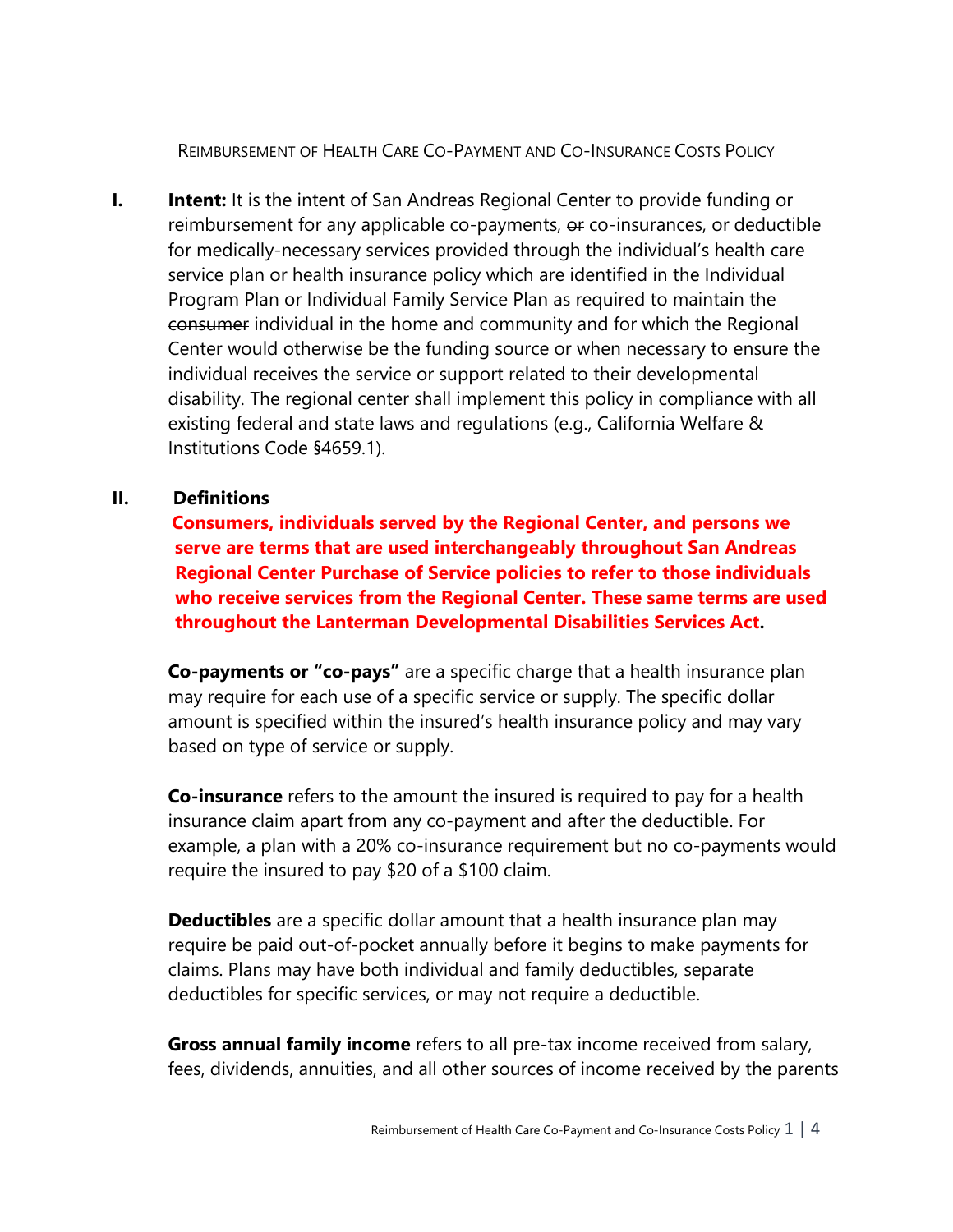# Reimbursement of Health Care Co-Payment and Co-Insurance Costs Policy

**I. Intent:** It is the intent of San Andreas Regional Center to provide funding or reimbursement for any applicable co-payments, ~~or~~ co-insurances, or deductible for medically-necessary services provided through the individual's health care service plan or health insurance policy which are identified in the Individual Program Plan or Individual Family Service Plan as required to maintain the ~~consumer~~ individual in the home and community and for which the Regional Center would otherwise be the funding source or when necessary to ensure the individual receives the service or support related to their developmental disability. The regional center shall implement this policy in compliance with all existing federal and state laws and regulations (e.g., California Welfare & Institutions Code §4659.1).

**II. Definitions**

**Consumers, individuals served by the Regional Center, and persons we serve are terms that are used interchangeably throughout San Andreas Regional Center Purchase of Service policies to refer to those individuals who receive services from the Regional Center. These same terms are used throughout the Lanterman Developmental Disabilities Services Act.**

**Co-payments or "co-pays"** are a specific charge that a health insurance plan may require for each use of a specific service or supply. The specific dollar amount is specified within the insured's health insurance policy and may vary based on type of service or supply.

**Co-insurance** refers to the amount the insured is required to pay for a health insurance claim apart from any co-payment and after the deductible. For example, a plan with a 20% co-insurance requirement but no co-payments would require the insured to pay $20 of a $100 claim.

**Deductibles** are a specific dollar amount that a health insurance plan may require be paid out-of-pocket annually before it begins to make payments for claims. Plans may have both individual and family deductibles, separate deductibles for specific services, or may not require a deductible.

**Gross annual family income** refers to all pre-tax income received from salary, fees, dividends, annuities, and all other sources of income received by the parents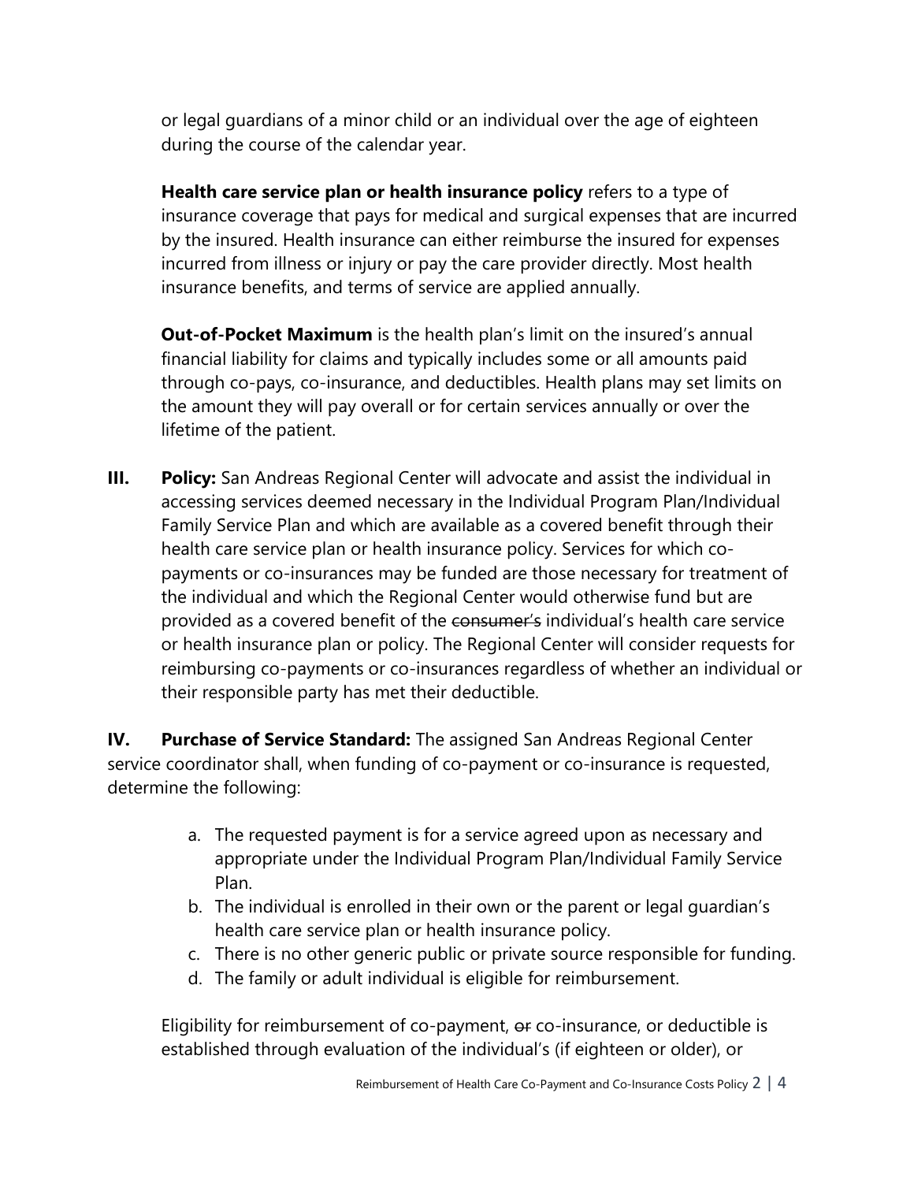or legal guardians of a minor child or an individual over the age of eighteen during the course of the calendar year.

**Health care service plan or health insurance policy** refers to a type of insurance coverage that pays for medical and surgical expenses that are incurred by the insured. Health insurance can either reimburse the insured for expenses incurred from illness or injury or pay the care provider directly. Most health insurance benefits, and terms of service are applied annually.

**Out-of-Pocket Maximum** is the health plan's limit on the insured's annual financial liability for claims and typically includes some or all amounts paid through co-pays, co-insurance, and deductibles. Health plans may set limits on the amount they will pay overall or for certain services annually or over the lifetime of the patient.

**III. Policy:** San Andreas Regional Center will advocate and assist the individual in accessing services deemed necessary in the Individual Program Plan/Individual Family Service Plan and which are available as a covered benefit through their health care service plan or health insurance policy. Services for which co-payments or co-insurances may be funded are those necessary for treatment of the individual and which the Regional Center would otherwise fund but are provided as a covered benefit of the ~~consumer's~~ individual's health care service or health insurance plan or policy. The Regional Center will consider requests for reimbursing co-payments or co-insurances regardless of whether an individual or their responsible party has met their deductible.

**IV. Purchase of Service Standard:** The assigned San Andreas Regional Center service coordinator shall, when funding of co-payment or co-insurance is requested, determine the following:

a. The requested payment is for a service agreed upon as necessary and appropriate under the Individual Program Plan/Individual Family Service Plan.
b. The individual is enrolled in their own or the parent or legal guardian's health care service plan or health insurance policy.
c. There is no other generic public or private source responsible for funding.
d. The family or adult individual is eligible for reimbursement.

Eligibility for reimbursement of co-payment, ~~or~~ co-insurance, or deductible is established through evaluation of the individual's (if eighteen or older), or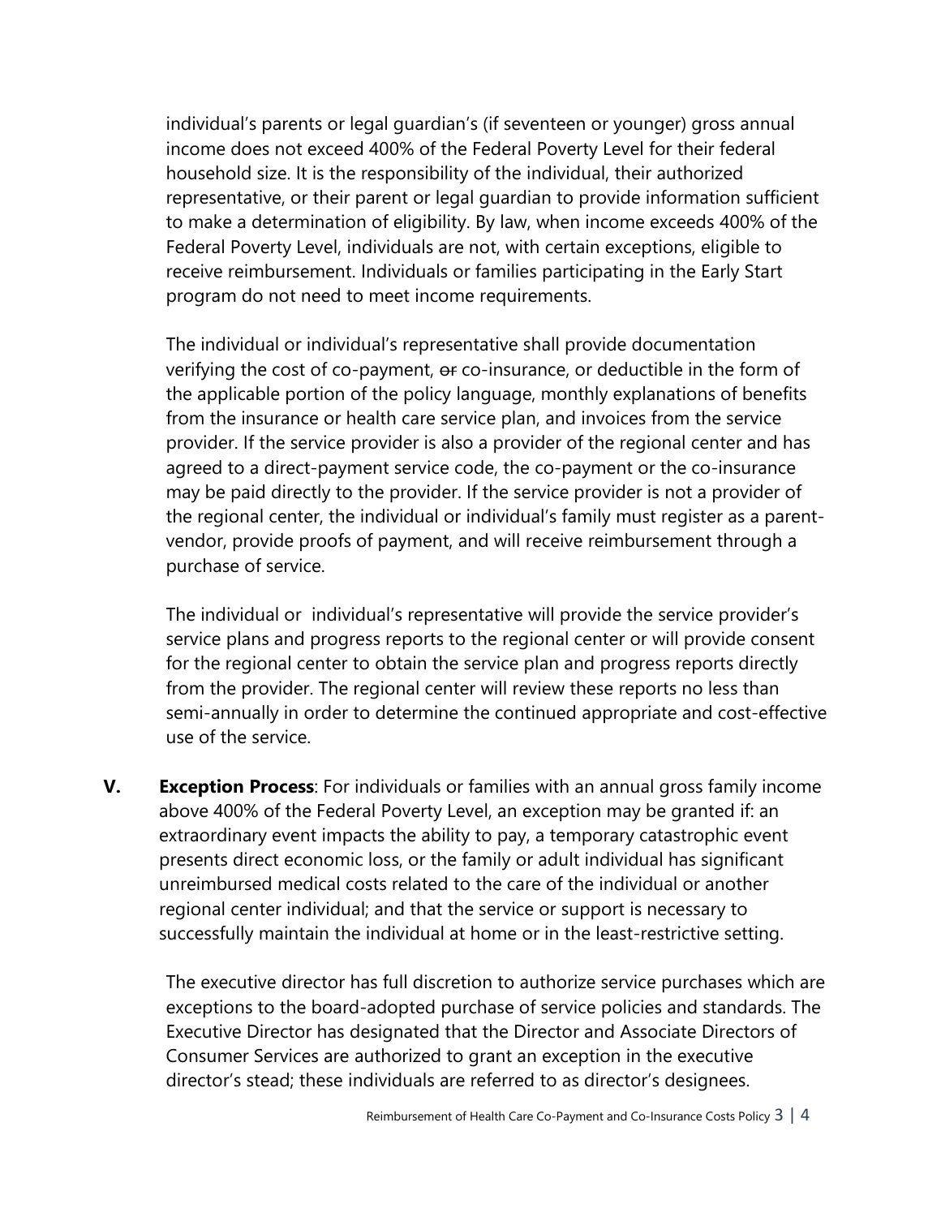individual's parents or legal guardian's (if seventeen or younger) gross annual income does not exceed 400% of the Federal Poverty Level for their federal household size. It is the responsibility of the individual, their authorized representative, or their parent or legal guardian to provide information sufficient to make a determination of eligibility. By law, when income exceeds 400% of the Federal Poverty Level, individuals are not, with certain exceptions, eligible to receive reimbursement. Individuals or families participating in the Early Start program do not need to meet income requirements.

The individual or individual's representative shall provide documentation verifying the cost of co-payment, ~~or~~ co-insurance, or deductible in the form of the applicable portion of the policy language, monthly explanations of benefits from the insurance or health care service plan, and invoices from the service provider. If the service provider is also a provider of the regional center and has agreed to a direct-payment service code, the co-payment or the co-insurance may be paid directly to the provider. If the service provider is not a provider of the regional center, the individual or individual's family must register as a parent-vendor, provide proofs of payment, and will receive reimbursement through a purchase of service.

The individual or individual's representative will provide the service provider's service plans and progress reports to the regional center or will provide consent for the regional center to obtain the service plan and progress reports directly from the provider. The regional center will review these reports no less than semi-annually in order to determine the continued appropriate and cost-effective use of the service.

**V. Exception Process**: For individuals or families with an annual gross family income above 400% of the Federal Poverty Level, an exception may be granted if: an extraordinary event impacts the ability to pay, a temporary catastrophic event presents direct economic loss, or the family or adult individual has significant unreimbursed medical costs related to the care of the individual or another regional center individual; and that the service or support is necessary to successfully maintain the individual at home or in the least-restrictive setting.

The executive director has full discretion to authorize service purchases which are exceptions to the board-adopted purchase of service policies and standards. The Executive Director has designated that the Director and Associate Directors of Consumer Services are authorized to grant an exception in the executive director's stead; these individuals are referred to as director's designees.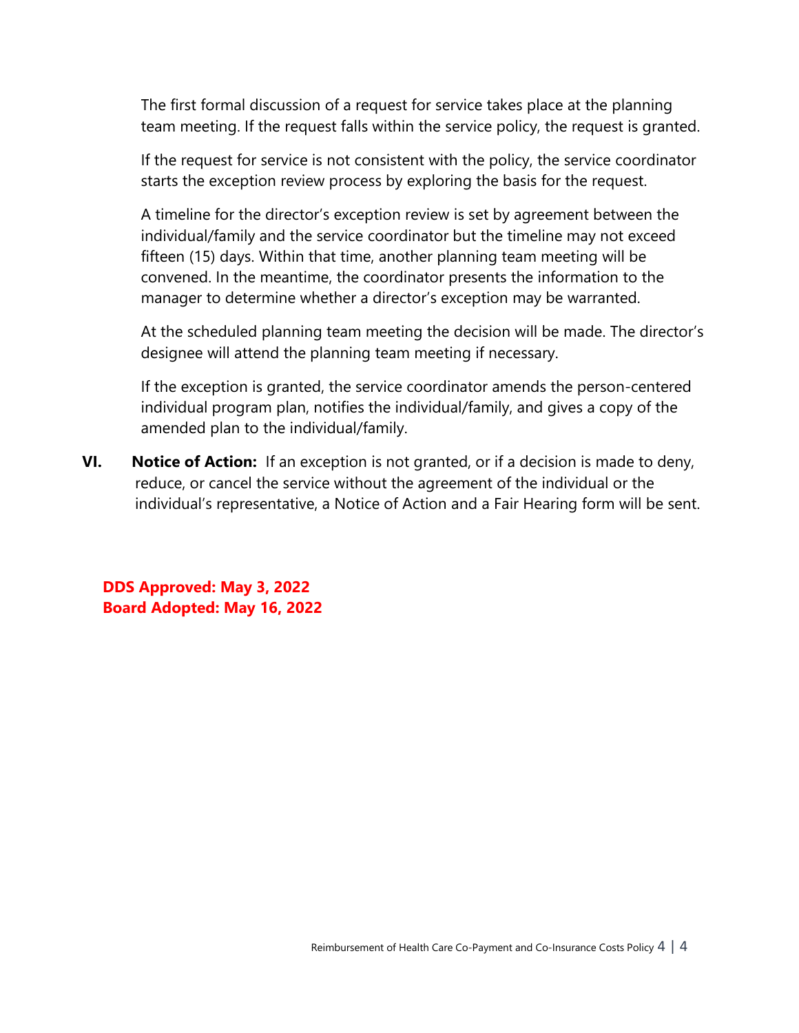The first formal discussion of a request for service takes place at the planning team meeting. If the request falls within the service policy, the request is granted.

If the request for service is not consistent with the policy, the service coordinator starts the exception review process by exploring the basis for the request.

A timeline for the director's exception review is set by agreement between the individual/family and the service coordinator but the timeline may not exceed fifteen (15) days. Within that time, another planning team meeting will be convened. In the meantime, the coordinator presents the information to the manager to determine whether a director's exception may be warranted.

At the scheduled planning team meeting the decision will be made. The director's designee will attend the planning team meeting if necessary.

If the exception is granted, the service coordinator amends the person-centered individual program plan, notifies the individual/family, and gives a copy of the amended plan to the individual/family.

**VI. Notice of Action:** If an exception is not granted, or if a decision is made to deny, reduce, or cancel the service without the agreement of the individual or the individual's representative, a Notice of Action and a Fair Hearing form will be sent.

**DDS Approved: May 3, 2022**
**Board Adopted: May 16, 2022**